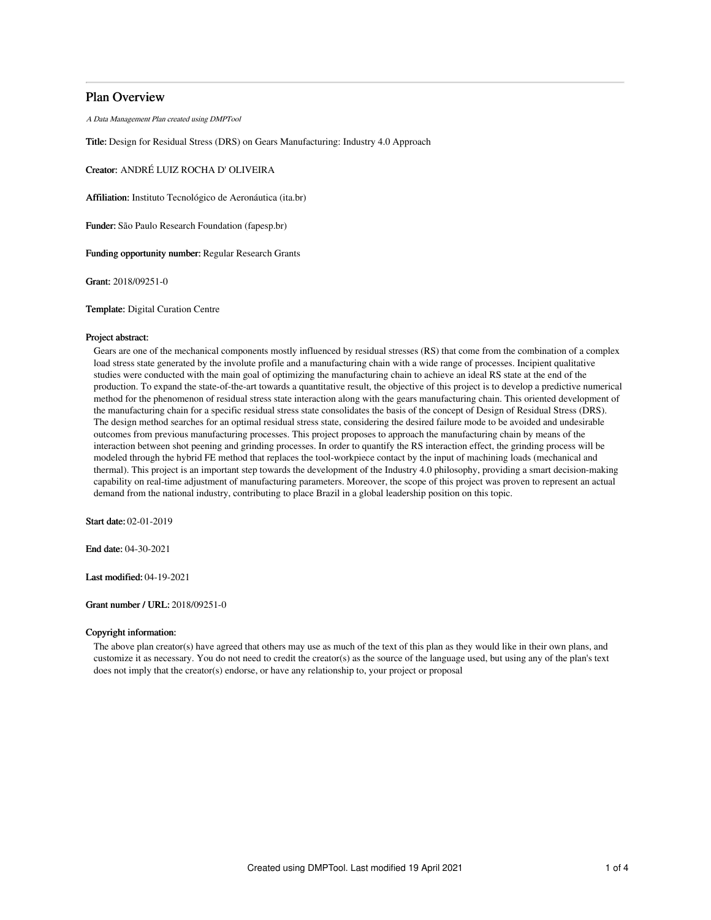# Plan Overview

*A Data Management Plan created using DMPTool*

**Title:** Design for Residual Stress (DRS) on Gears Manufacturing: Industry 4.0 Approach

**Creator:** ANDRÉ LUIZ ROCHA D' OLIVEIRA

**Affiliation:** Instituto Tecnológico de Aeronáutica (ita.br)

**Funder:** São Paulo Research Foundation (fapesp.br)

**Funding opportunity number:** Regular Research Grants

**Grant:** 2018/09251-0

**Template:** Digital Curation Centre

**Project abstract:**

Gears are one of the mechanical components mostly influenced by residual stresses (RS) that come from the combination of a complex load stress state generated by the involute profile and a manufacturing chain with a wide range of processes. Incipient qualitative studies were conducted with the main goal of optimizing the manufacturing chain to achieve an ideal RS state at the end of the production. To expand the state-of-the-art towards a quantitative result, the objective of this project is to develop a predictive numerical method for the phenomenon of residual stress state interaction along with the gears manufacturing chain. This oriented development of the manufacturing chain for a specific residual stress state consolidates the basis of the concept of Design of Residual Stress (DRS). The design method searches for an optimal residual stress state, considering the desired failure mode to be avoided and undesirable outcomes from previous manufacturing processes. This project proposes to approach the manufacturing chain by means of the interaction between shot peening and grinding processes. In order to quantify the RS interaction effect, the grinding process will be modeled through the hybrid FE method that replaces the tool-workpiece contact by the input of machining loads (mechanical and thermal). This project is an important step towards the development of the Industry 4.0 philosophy, providing a smart decision-making capability on real-time adjustment of manufacturing parameters. Moreover, the scope of this project was proven to represent an actual demand from the national industry, contributing to place Brazil in a global leadership position on this topic.

**Start date:** 02-01-2019

**End date:** 04-30-2021

**Last modified:** 04-19-2021

**Grant number / URL:** 2018/09251-0

**Copyright information:**

The above plan creator(s) have agreed that others may use as much of the text of this plan as they would like in their own plans, and customize it as necessary. You do not need to credit the creator(s) as the source of the language used, but using any of the plan's text does not imply that the creator(s) endorse, or have any relationship to, your project or proposal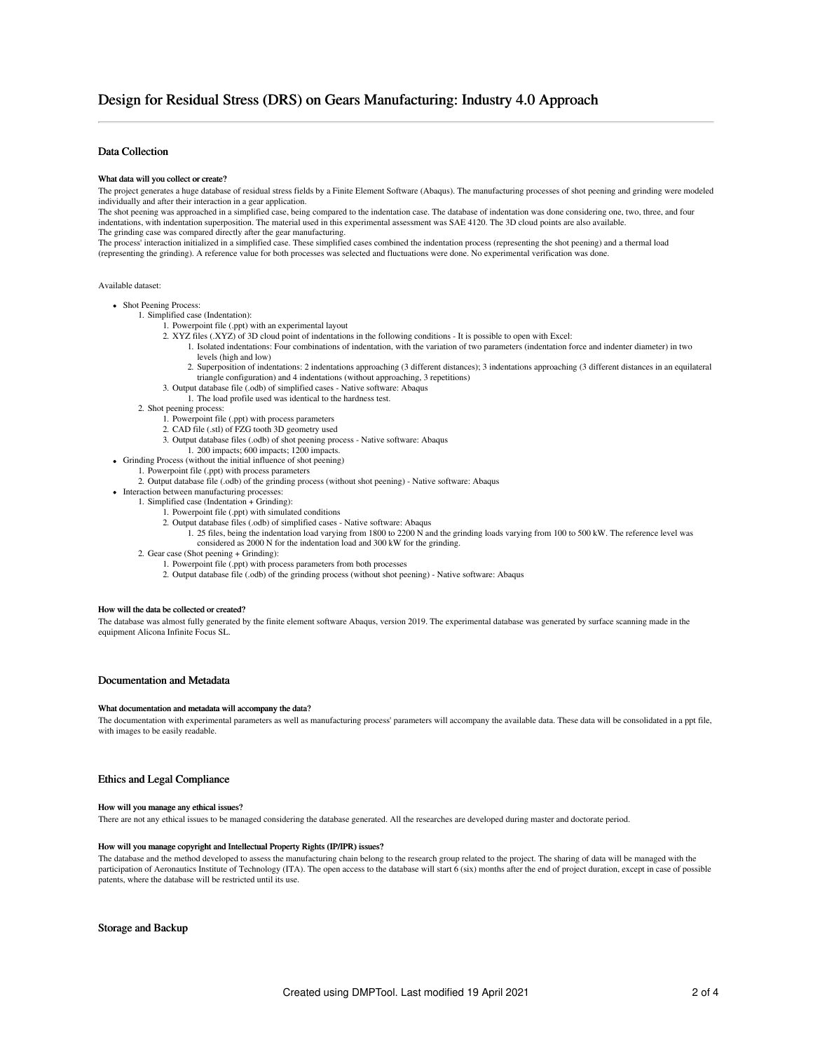# Design for Residual Stress (DRS) on Gears Manufacturing: Industry 4.0 Approach

## Data Collection

#### What data will you collect or create?

The project generates a huge database of residual stress fields by a Finite Element Software (Abaqus). The manufacturing processes of shot peening and grinding were modeled individually and after their interaction in a gear application.

The shot peening was approached in a simplified case, being compared to the indentation case. The database of indentation was done considering one, two, three, and four indentations, with indentation superposition. The material used in this experimental assessment was SAE 4120. The 3D cloud points are also available.

The grinding case was compared directly after the gear manufacturing.

The process' interaction initialized in a simplified case. These simplified cases combined the indentation process (representing the shot peening) and a thermal load (representing the grinding). A reference value for both processes was selected and fluctuations were done. No experimental verification was done.

Available dataset:

- Shot Peening Process:
  1. Simplified case (Indentation):
     1. Powerpoint file (.ppt) with an experimental layout
     2. XYZ files (.XYZ) of 3D cloud point of indentations in the following conditions - It is possible to open with Excel:
        1. Isolated indentations: Four combinations of indentation, with the variation of two parameters (indentation force and indenter diameter) in two levels (high and low)
        2. Superposition of indentations: 2 indentations approaching (3 different distances); 3 indentations approaching (3 different distances in an equilateral triangle configuration) and 4 indentations (without approaching, 3 repetitions)
     3. Output database file (.odb) of simplified cases - Native software: Abaqus
        1. The load profile used was identical to the hardness test.
  2. Shot peening process:
     1. Powerpoint file (.ppt) with process parameters
     2. CAD file (.stl) of FZG tooth 3D geometry used
     3. Output database files (.odb) of shot peening process - Native software: Abaqus
        1. 200 impacts; 600 impacts; 1200 impacts.
- Grinding Process (without the initial influence of shot peening)
  1. Powerpoint file (.ppt) with process parameters
  2. Output database file (.odb) of the grinding process (without shot peening) - Native software: Abaqus
- Interaction between manufacturing processes:
  1. Simplified case (Indentation + Grinding):
     1. Powerpoint file (.ppt) with simulated conditions
     2. Output database files (.odb) of simplified cases - Native software: Abaqus
        1. 25 files, being the indentation load varying from 1800 to 2200 N and the grinding loads varying from 100 to 500 kW. The reference level was considered as 2000 N for the indentation load and 300 kW for the grinding.
  2. Gear case (Shot peening + Grinding):
     1. Powerpoint file (.ppt) with process parameters from both processes
     2. Output database file (.odb) of the grinding process (without shot peening) - Native software: Abaqus

#### How will the data be collected or created?

The database was almost fully generated by the finite element software Abaqus, version 2019. The experimental database was generated by surface scanning made in the equipment Alicona Infinite Focus SL.

## Documentation and Metadata

#### What documentation and metadata will accompany the data?

The documentation with experimental parameters as well as manufacturing process' parameters will accompany the available data. These data will be consolidated in a ppt file, with images to be easily readable.

## Ethics and Legal Compliance

#### How will you manage any ethical issues?

There are not any ethical issues to be managed considering the database generated. All the researches are developed during master and doctorate period.

#### How will you manage copyright and Intellectual Property Rights (IP/IPR) issues?

The database and the method developed to assess the manufacturing chain belong to the research group related to the project. The sharing of data will be managed with the participation of Aeronautics Institute of Technology (ITA). The open access to the database will start 6 (six) months after the end of project duration, except in case of possible patents, where the database will be restricted until its use.

## Storage and Backup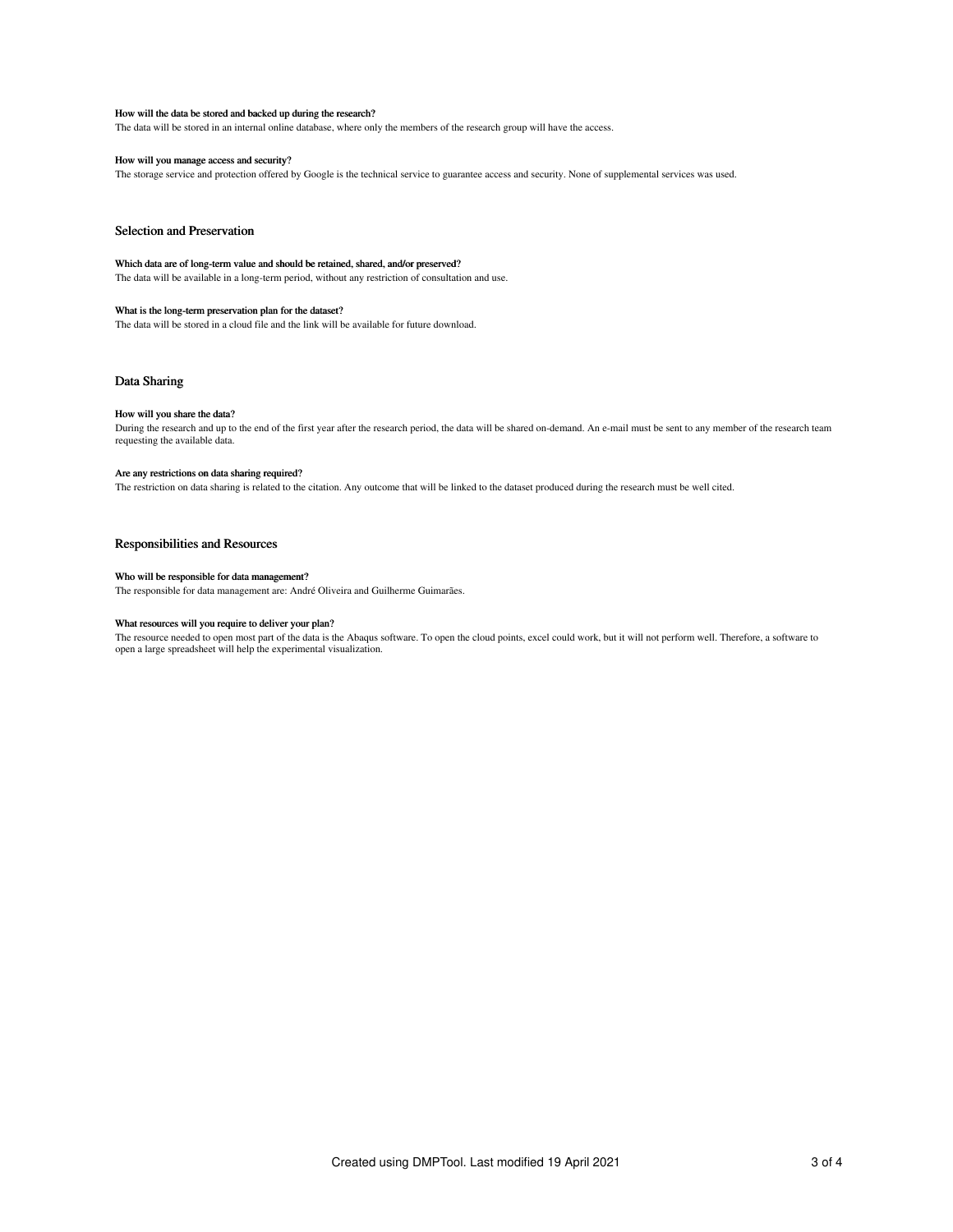#### How will the data be stored and backed up during the research?

The data will be stored in an internal online database, where only the members of the research group will have the access.

#### How will you manage access and security?

The storage service and protection offered by Google is the technical service to guarantee access and security. None of supplemental services was used.

### Selection and Preservation

#### Which data are of long-term value and should be retained, shared, and/or preserved?

The data will be available in a long-term period, without any restriction of consultation and use.

#### What is the long-term preservation plan for the dataset?

The data will be stored in a cloud file and the link will be available for future download.

### Data Sharing

#### How will you share the data?

During the research and up to the end of the first year after the research period, the data will be shared on-demand. An e-mail must be sent to any member of the research team requesting the available data.

#### Are any restrictions on data sharing required?

The restriction on data sharing is related to the citation. Any outcome that will be linked to the dataset produced during the research must be well cited.

### Responsibilities and Resources

#### Who will be responsible for data management?

The responsible for data management are: André Oliveira and Guilherme Guimarães.

#### What resources will you require to deliver your plan?

The resource needed to open most part of the data is the Abaqus software. To open the cloud points, excel could work, but it will not perform well. Therefore, a software to open a large spreadsheet will help the experimental visualization.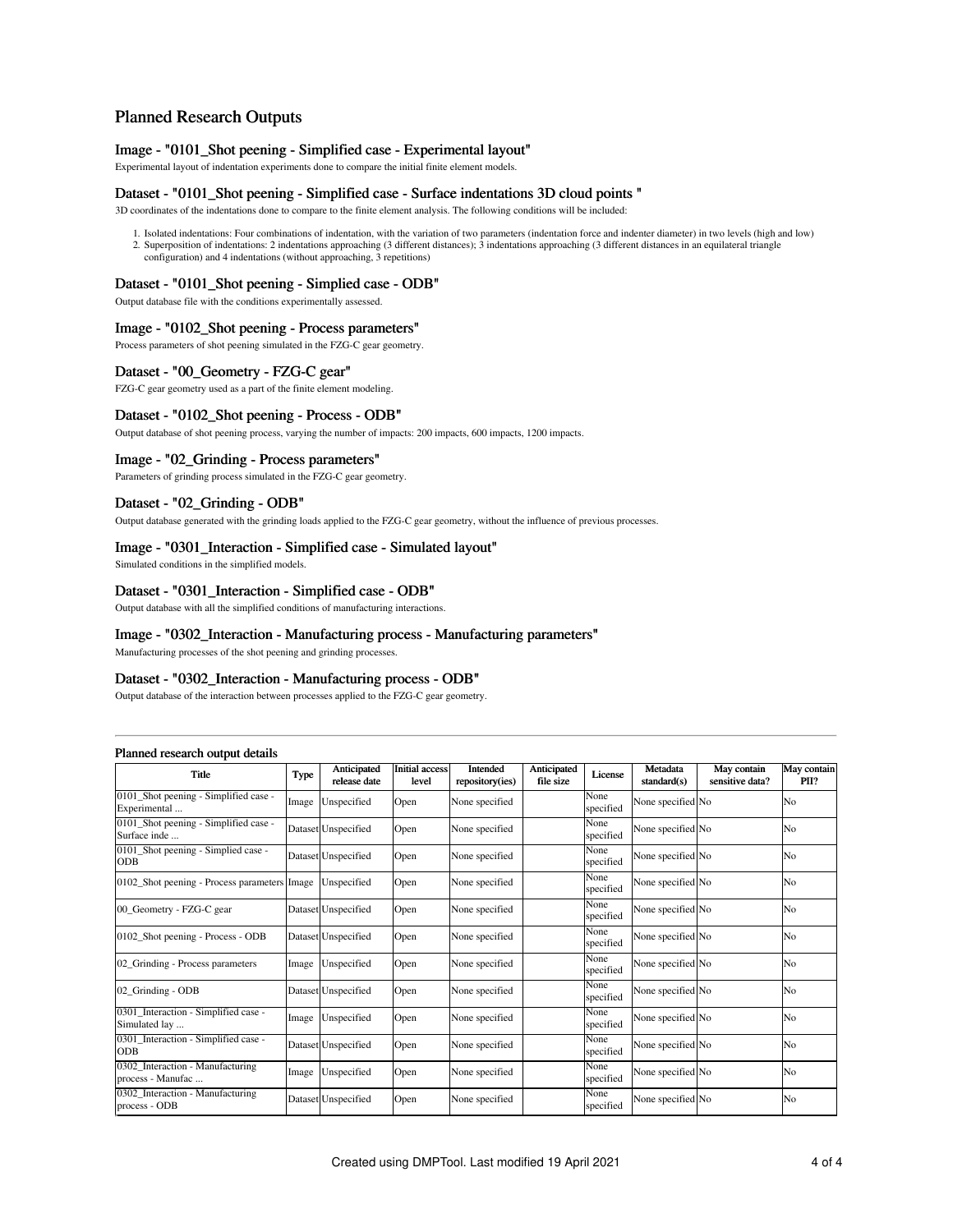## Planned Research Outputs

### Image - "0101_Shot peening - Simplified case - Experimental layout"

Experimental layout of indentation experiments done to compare the initial finite element models.

### Dataset - "0101_Shot peening - Simplified case - Surface indentations 3D cloud points "

3D coordinates of the indentations done to compare to the finite element analysis. The following conditions will be included:

1. Isolated indentations: Four combinations of indentation, with the variation of two parameters (indentation force and indenter diameter) in two levels (high and low)
2. Superposition of indentations: 2 indentations approaching (3 different distances); 3 indentations approaching (3 different distances in an equilateral triangle configuration) and 4 indentations (without approaching, 3 repetitions)

### Dataset - "0101_Shot peening - Simplied case - ODB"

Output database file with the conditions experimentally assessed.

### Image - "0102_Shot peening - Process parameters"

Process parameters of shot peening simulated in the FZG-C gear geometry.

### Dataset - "00_Geometry - FZG-C gear"

FZG-C gear geometry used as a part of the finite element modeling.

### Dataset - "0102_Shot peening - Process - ODB"

Output database of shot peening process, varying the number of impacts: 200 impacts, 600 impacts, 1200 impacts.

### Image - "02_Grinding - Process parameters"

Parameters of grinding process simulated in the FZG-C gear geometry.

### Dataset - "02_Grinding - ODB"

Output database generated with the grinding loads applied to the FZG-C gear geometry, without the influence of previous processes.

### Image - "0301_Interaction - Simplified case - Simulated layout"

Simulated conditions in the simplified models.

### Dataset - "0301_Interaction - Simplified case - ODB"

Output database with all the simplified conditions of manufacturing interactions.

### Image - "0302_Interaction - Manufacturing process - Manufacturing parameters"

Manufacturing processes of the shot peening and grinding processes.

### Dataset - "0302_Interaction - Manufacturing process - ODB"

Output database of the interaction between processes applied to the FZG-C gear geometry.

---

**Planned research output details**

| Title | Type | Anticipated release date | Initial access level | Intended repository(ies) | Anticipated file size | License | Metadata standard(s) | May contain sensitive data? | May contain PII? |
|---|---|---|---|---|---|---|---|---|---|
| 0101_Shot peening - Simplified case - Experimental ... | Image | Unspecified | Open | None specified | | None specified | None specified | No | No |
| 0101_Shot peening - Simplified case - Surface inde ... | Dataset | Unspecified | Open | None specified | | None specified | None specified | No | No |
| 0101_Shot peening - Simplied case - ODB | Dataset | Unspecified | Open | None specified | | None specified | None specified | No | No |
| 0102_Shot peening - Process parameters | Image | Unspecified | Open | None specified | | None specified | None specified | No | No |
| 00_Geometry - FZG-C gear | Dataset | Unspecified | Open | None specified | | None specified | None specified | No | No |
| 0102_Shot peening - Process - ODB | Dataset | Unspecified | Open | None specified | | None specified | None specified | No | No |
| 02_Grinding - Process parameters | Image | Unspecified | Open | None specified | | None specified | None specified | No | No |
| 02_Grinding - ODB | Dataset | Unspecified | Open | None specified | | None specified | None specified | No | No |
| 0301_Interaction - Simplified case - Simulated lay ... | Image | Unspecified | Open | None specified | | None specified | None specified | No | No |
| 0301_Interaction - Simplified case - ODB | Dataset | Unspecified | Open | None specified | | None specified | None specified | No | No |
| 0302_Interaction - Manufacturing process - Manufac ... | Image | Unspecified | Open | None specified | | None specified | None specified | No | No |
| 0302_Interaction - Manufacturing process - ODB | Dataset | Unspecified | Open | None specified | | None specified | None specified | No | No |